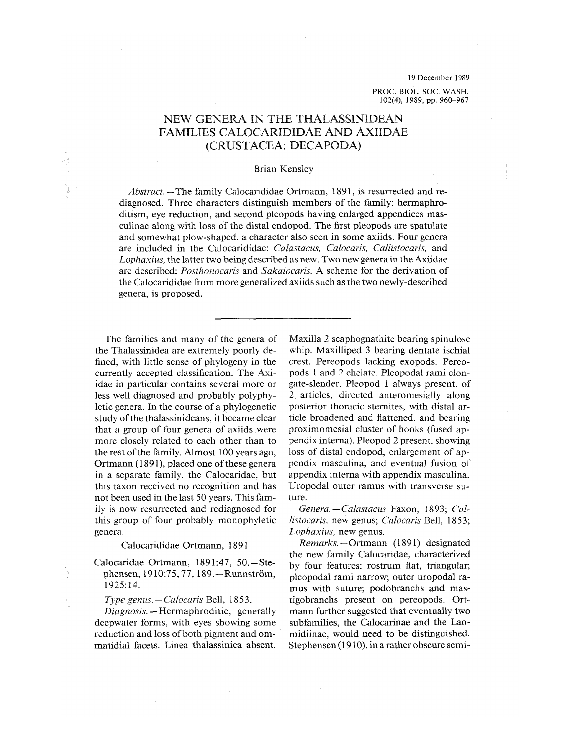# NEW GENERA IN THE THALASSINIDEAN FAMILIES CALOCARIDIDAE AND AXIIDAE (CRUSTACEA: DECAPODA)

Brian Kensley

*Abstract.*—The family Calocarididae Ortmann, 1891, is resurrected and rediagnosed. Three characters distinguish members of the family: hermaphroditism, eye reduction, and second pleopods having enlarged appendices masculinae along with loss of the distal endopod. The first pleopods are spatulate and somewhat plow-shaped, a character also seen in some axiids. Four genera are included in the Calocarididae: *Calastacus, Calocaris, Callistocaris,* and *Lophaxius,* the latter two being described as new. Two new genera in the Axiidae are described: *Posthonocaris* and *Sakaiocaris.* A scheme for the derivation of the Calocarididae from more generalized axiids such as the two newly-described genera, is proposed.

---

The families and many of the genera of the Thalassinidea are extremely poorly defined, with little sense of phylogeny in the currently accepted classification. The Axiidae in particular contains several more or less well diagnosed and probably polyphyletic genera. In the course of a phylogenetic study of the thalassinideans, it became clear that a group of four genera of axiids were more closely related to each other than to the rest of the family. Almost 100 years ago, Ortmann (1891), placed one of these genera in a separate family, the Calocaridae, but this taxon received no recognition and has not been used in the last 50 years. This family is now resurrected and rediagnosed for this group of four probably monophyletic genera.

## Calocarididae Ortmann, 1891

Calocaridae Ortmann, 1891:47, 50.—Stephensen, 1910:75, 77, 189.—Runnström, 1925:14.

*Type genus.*—*Calocaris* Bell, 1853.

*Diagnosis.*—Hermaphroditic, generally deepwater forms, with eyes showing some reduction and loss of both pigment and ommatidial facets. Linea thalassinica absent. Maxilla 2 scaphognathite bearing spinulose whip. Maxilliped 3 bearing dentate ischial crest. Pereopods lacking exopods. Pereopods 1 and 2 chelate. Pleopodal rami elongate-slender. Pleopod 1 always present, of 2 articles, directed anteromesially along posterior thoracic sternites, with distal article broadened and flattened, and bearing proximomesial cluster of hooks (fused appendix interna). Pleopod 2 present, showing loss of distal endopod, enlargement of appendix masculina, and eventual fusion of appendix interna with appendix masculina. Uropodal outer ramus with transverse suture.

*Genera.*—*Calastacus* Faxon, 1893; *Callistocaris,* new genus; *Calocaris* Bell, 1853; *Lophaxius,* new genus.

*Remarks.*—Ortmann (1891) designated the new family Calocaridae, characterized by four features: rostrum flat, triangular; pleopodal rami narrow; outer uropodal ramus with suture; podobranchs and mastigobranchs present on pereopods. Ortmann further suggested that eventually two subfamilies, the Calocarinae and the Laomidiinae, would need to be distinguished. Stephensen (1910), in a rather obscure semi-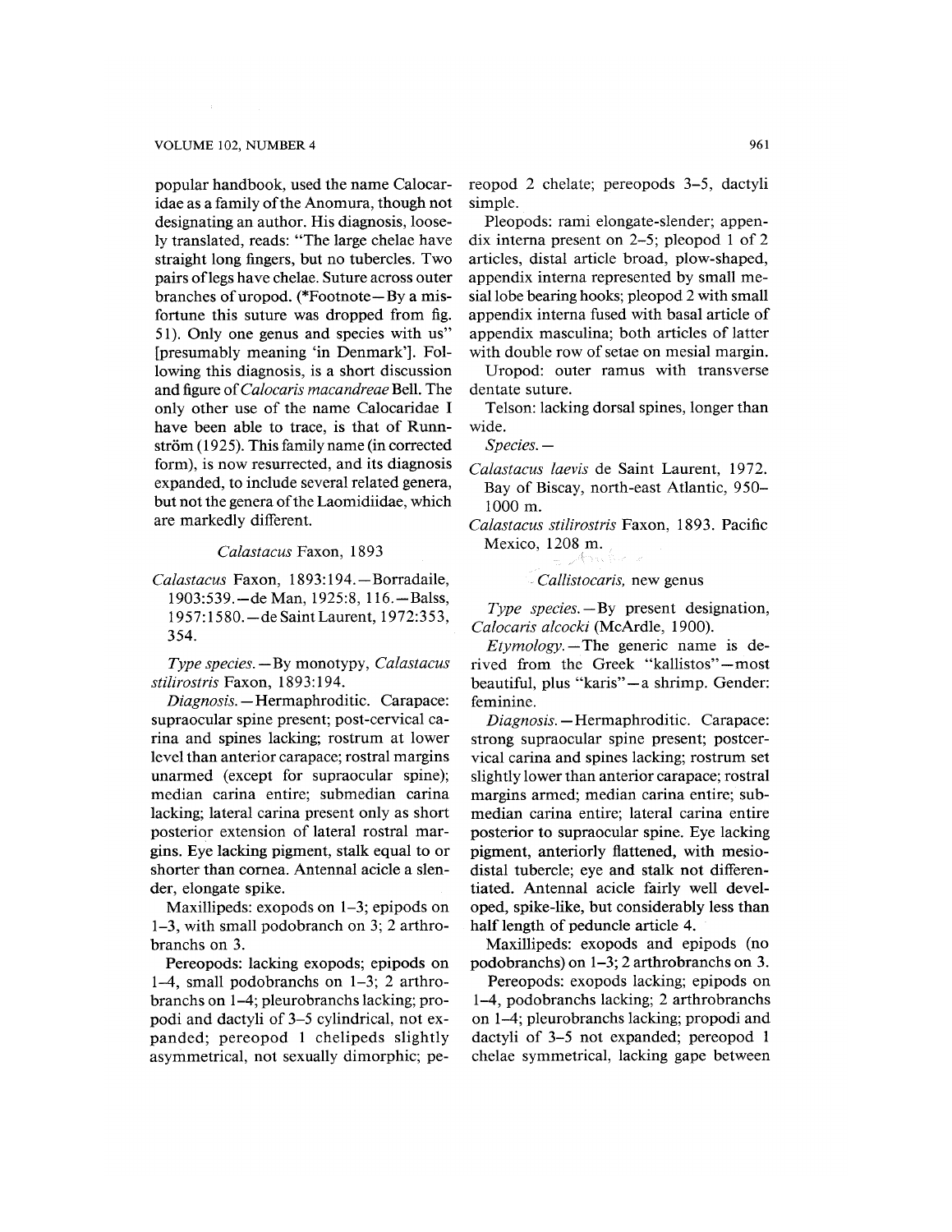popular handbook, used the name Calocaridae as a family of the Anomura, though not designating an author. His diagnosis, loosely translated, reads: "The large chelae have straight long fingers, but no tubercles. Two pairs of legs have chelae. Suture across outer branches of uropod. (*Footnote—By a misfortune this suture was dropped from fig. 51). Only one genus and species with us" [presumably meaning 'in Denmark']. Following this diagnosis, is a short discussion and figure of *Calocaris macandreae* Bell. The only other use of the name Calocaridae I have been able to trace, is that of Runnström (1925). This family name (in corrected form), is now resurrected, and its diagnosis expanded, to include several related genera, but not the genera of the Laomidiidae, which are markedly different.

### *Calastacus* Faxon, 1893

*Calastacus* Faxon, 1893:194.—Borradaile, 1903:539.—de Man, 1925:8, 116.—Balss, 1957:1580.—de Saint Laurent, 1972:353, 354.

*Type species.*—By monotypy, *Calastacus stilirostris* Faxon, 1893:194.

*Diagnosis.*—Hermaphroditic. Carapace: supraocular spine present; post-cervical carina and spines lacking; rostrum at lower level than anterior carapace; rostral margins unarmed (except for supraocular spine); median carina entire; submedian carina lacking; lateral carina present only as short posterior extension of lateral rostral margins. Eye lacking pigment, stalk equal to or shorter than cornea. Antennal acicle a slender, elongate spike.

Maxillipeds: exopods on 1–3; epipods on 1–3, with small podobranch on 3; 2 arthrobranchs on 3.

Pereopods: lacking exopods; epipods on 1–4, small podobranchs on 1–3; 2 arthrobranchs on 1–4; pleurobranchs lacking; propodi and dactyli of 3–5 cylindrical, not expanded; pereopod 1 chelipeds slightly asymmetrical, not sexually dimorphic; pereopod 2 chelate; pereopods 3–5, dactyli simple.

Pleopods: rami elongate-slender; appendix interna present on 2–5; pleopod 1 of 2 articles, distal article broad, plow-shaped, appendix interna represented by small mesial lobe bearing hooks; pleopod 2 with small appendix interna fused with basal article of appendix masculina; both articles of latter with double row of setae on mesial margin.

Uropod: outer ramus with transverse dentate suture.

Telson: lacking dorsal spines, longer than wide.

*Species.*—

*Calastacus laevis* de Saint Laurent, 1972. Bay of Biscay, north-east Atlantic, 950–1000 m.

*Calastacus stilirostris* Faxon, 1893. Pacific Mexico, 1208 m.

### *Callistocaris*, new genus

*Type species.*—By present designation, *Calocaris alcocki* (McArdle, 1900).

*Etymology.*—The generic name is derived from the Greek "kallistos"—most beautiful, plus "karis"—a shrimp. Gender: feminine.

*Diagnosis.*—Hermaphroditic. Carapace: strong supraocular spine present; postcervical carina and spines lacking; rostrum set slightly lower than anterior carapace; rostral margins armed; median carina entire; submedian carina entire; lateral carina entire posterior to supraocular spine. Eye lacking pigment, anteriorly flattened, with mesiodistal tubercle; eye and stalk not differentiated. Antennal acicle fairly well developed, spike-like, but considerably less than half length of peduncle article 4.

Maxillipeds: exopods and epipods (no podobranchs) on 1–3; 2 arthrobranchs on 3.

Pereopods: exopods lacking; epipods on 1–4, podobranchs lacking; 2 arthrobranchs on 1–4; pleurobranchs lacking; propodi and dactyli of 3–5 not expanded; pereopod 1 chelae symmetrical, lacking gape between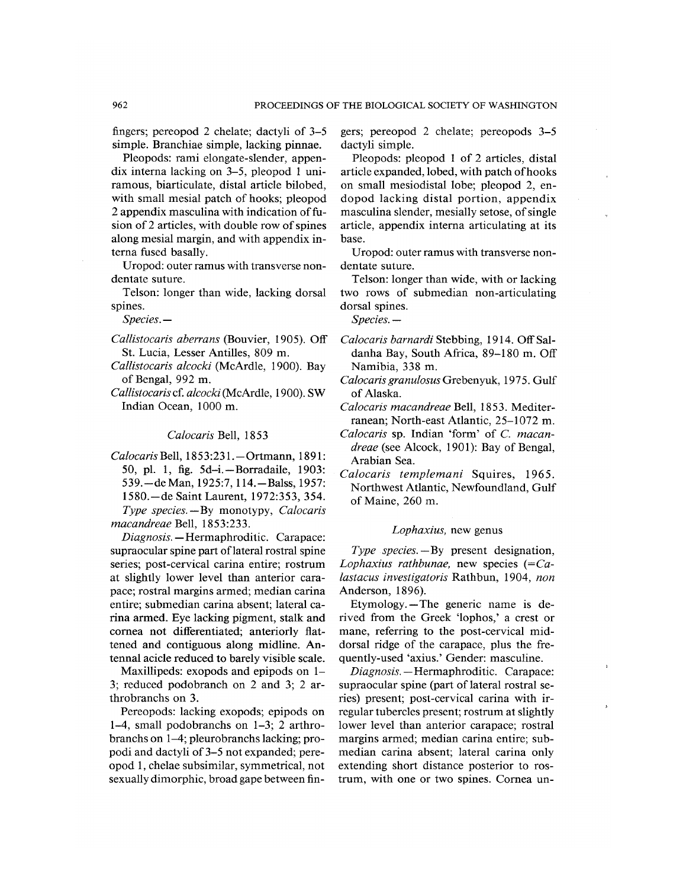fingers; pereopod 2 chelate; dactyli of 3–5 simple. Branchiae simple, lacking pinnae.

Pleopods: rami elongate-slender, appendix interna lacking on 3–5, pleopod 1 uniramous, biarticulate, distal article bilobed, with small mesial patch of hooks; pleopod 2 appendix masculina with indication of fusion of 2 articles, with double row of spines along mesial margin, and with appendix interna fused basally.

Uropod: outer ramus with transverse nondentate suture.

Telson: longer than wide, lacking dorsal spines.

*Species.*—

*Callistocaris aberrans* (Bouvier, 1905). Off St. Lucia, Lesser Antilles, 809 m.

*Callistocaris alcocki* (McArdle, 1900). Bay of Bengal, 992 m.

*Callistocaris* cf. *alcocki* (McArdle, 1900). SW Indian Ocean, 1000 m.

### *Calocaris* Bell, 1853

*Calocaris* Bell, 1853:231.—Ortmann, 1891: 50, pl. 1, fig. 5d–i.—Borradaile, 1903: 539.—de Man, 1925:7, 114.—Balss, 1957: 1580.—de Saint Laurent, 1972:353, 354.

*Type species.*—By monotypy, *Calocaris macandreae* Bell, 1853:233.

*Diagnosis.*—Hermaphroditic. Carapace: supraocular spine part of lateral rostral spine series; post-cervical carina entire; rostrum at slightly lower level than anterior carapace; rostral margins armed; median carina entire; submedian carina absent; lateral carina armed. Eye lacking pigment, stalk and cornea not differentiated; anteriorly flattened and contiguous along midline. Antennal acicle reduced to barely visible scale.

Maxillipeds: exopods and epipods on 1–3; reduced podobranch on 2 and 3; 2 arthrobranchs on 3.

Pereopods: lacking exopods; epipods on 1–4, small podobranchs on 1–3; 2 arthrobranchs on 1–4; pleurobranchs lacking; propodi and dactyli of 3–5 not expanded; pereopod 1, chelae subsimilar, symmetrical, not sexually dimorphic, broad gape between fingers; pereopod 2 chelate; pereopods 3–5 dactyli simple.

Pleopods: pleopod 1 of 2 articles, distal article expanded, lobed, with patch of hooks on small mesiodistal lobe; pleopod 2, endopod lacking distal portion, appendix masculina slender, mesially setose, of single article, appendix interna articulating at its base.

Uropod: outer ramus with transverse nondentate suture.

Telson: longer than wide, with or lacking two rows of submedian non-articulating dorsal spines.

*Species.*—

*Calocaris barnardi* Stebbing, 1914. Off Saldanha Bay, South Africa, 89–180 m. Off Namibia, 338 m.

*Calocaris granulosus* Grebenyuk, 1975. Gulf of Alaska.

*Calocaris macandreae* Bell, 1853. Mediterranean; North-east Atlantic, 25–1072 m.

*Calocaris* sp. Indian 'form' of *C. macandreae* (see Alcock, 1901): Bay of Bengal, Arabian Sea.

*Calocaris templemani* Squires, 1965. Northwest Atlantic, Newfoundland, Gulf of Maine, 260 m.

### *Lophaxius*, new genus

*Type species.*—By present designation, *Lophaxius rathbunae*, new species (=*Calastacus investigatoris* Rathbun, 1904, *non* Anderson, 1896).

Etymology.—The generic name is derived from the Greek 'lophos,' a crest or mane, referring to the post-cervical middorsal ridge of the carapace, plus the frequently-used 'axius.' Gender: masculine.

*Diagnosis.*—Hermaphroditic. Carapace: supraocular spine (part of lateral rostral series) present; post-cervical carina with irregular tubercles present; rostrum at slightly lower level than anterior carapace; rostral margins armed; median carina entire; submedian carina absent; lateral carina only extending short distance posterior to rostrum, with one or two spines. Cornea un-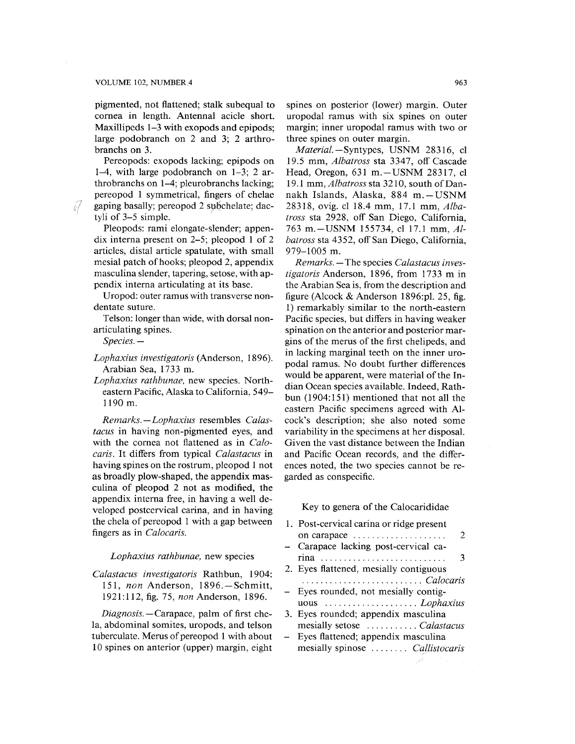pigmented, not flattened; stalk subequal to cornea in length. Antennal acicle short. Maxillipeds 1–3 with exopods and epipods; large podobranch on 2 and 3; 2 arthrobranchs on 3.

Pereopods: exopods lacking; epipods on 1–4, with large podobranch on 1–3; 2 arthrobranchs on 1–4; pleurobranchs lacking; pereopod 1 symmetrical, fingers of chelae gaping basally; pereopod 2 subchelate; dactyli of 3–5 simple.

Pleopods: rami elongate-slender; appendix interna present on 2–5; pleopod 1 of 2 articles, distal article spatulate, with small mesial patch of hooks; pleopod 2, appendix masculina slender, tapering, setose, with appendix interna articulating at its base.

Uropod: outer ramus with transverse nondentate suture.

Telson: longer than wide, with dorsal nonarticulating spines.

*Species.*—

*Lophaxius investigatoris* (Anderson, 1896). Arabian Sea, 1733 m.

*Lophaxius rathbunae*, new species. Northeastern Pacific, Alaska to California, 549–1190 m.

*Remarks.*—*Lophaxius* resembles *Calastacus* in having non-pigmented eyes, and with the cornea not flattened as in *Calocaris*. It differs from typical *Calastacus* in having spines on the rostrum, pleopod 1 not as broadly plow-shaped, the appendix masculina of pleopod 2 not as modified, the appendix interna free, in having a well developed postcervical carina, and in having the chela of pereopod 1 with a gap between fingers as in *Calocaris*.

### *Lophaxius rathbunae*, new species

*Calastacus investigatoris* Rathbun, 1904: 151, *non* Anderson, 1896.—Schmitt, 1921:112, fig. 75, *non* Anderson, 1896.

*Diagnosis.*—Carapace, palm of first chela, abdominal somites, uropods, and telson tuberculate. Merus of pereopod 1 with about 10 spines on anterior (upper) margin, eight spines on posterior (lower) margin. Outer uropodal ramus with six spines on outer margin; inner uropodal ramus with two or three spines on outer margin.

*Material.*—Syntypes, USNM 28316, cl 19.5 mm, *Albatross* sta 3347, off Cascade Head, Oregon, 631 m.—USNM 28317, cl 19.1 mm, *Albatross* sta 3210, south of Dannakh Islands, Alaska, 884 m.—USNM 28318, ovig. cl 18.4 mm, 17.1 mm, *Albatross* sta 2928, off San Diego, California, 763 m.—USNM 155734, cl 17.1 mm, *Albatross* sta 4352, off San Diego, California, 979–1005 m.

*Remarks.*—The species *Calastacus investigatoris* Anderson, 1896, from 1733 m in the Arabian Sea is, from the description and figure (Alcock & Anderson 1896:pl. 25, fig. 1) remarkably similar to the north-eastern Pacific species, but differs in having weaker spination on the anterior and posterior margins of the merus of the first chelipeds, and in lacking marginal teeth on the inner uropodal ramus. No doubt further differences would be apparent, were material of the Indian Ocean species available. Indeed, Rathbun (1904:151) mentioned that not all the eastern Pacific specimens agreed with Alcock's description; she also noted some variability in the specimens at her disposal. Given the vast distance between the Indian and Pacific Ocean records, and the differences noted, the two species cannot be regarded as conspecific.

### Key to genera of the Calocarididae

1. Post-cervical carina or ridge present on carapace .................... 2
– Carapace lacking post-cervical carina ........................... 3
2. Eyes flattened, mesially contiguous .......................... *Calocaris*
– Eyes rounded, not mesially contiguous .................... *Lophaxius*
3. Eyes rounded; appendix masculina mesially setose ........... *Calastacus*
– Eyes flattened; appendix masculina mesially spinose ........ *Callistocaris*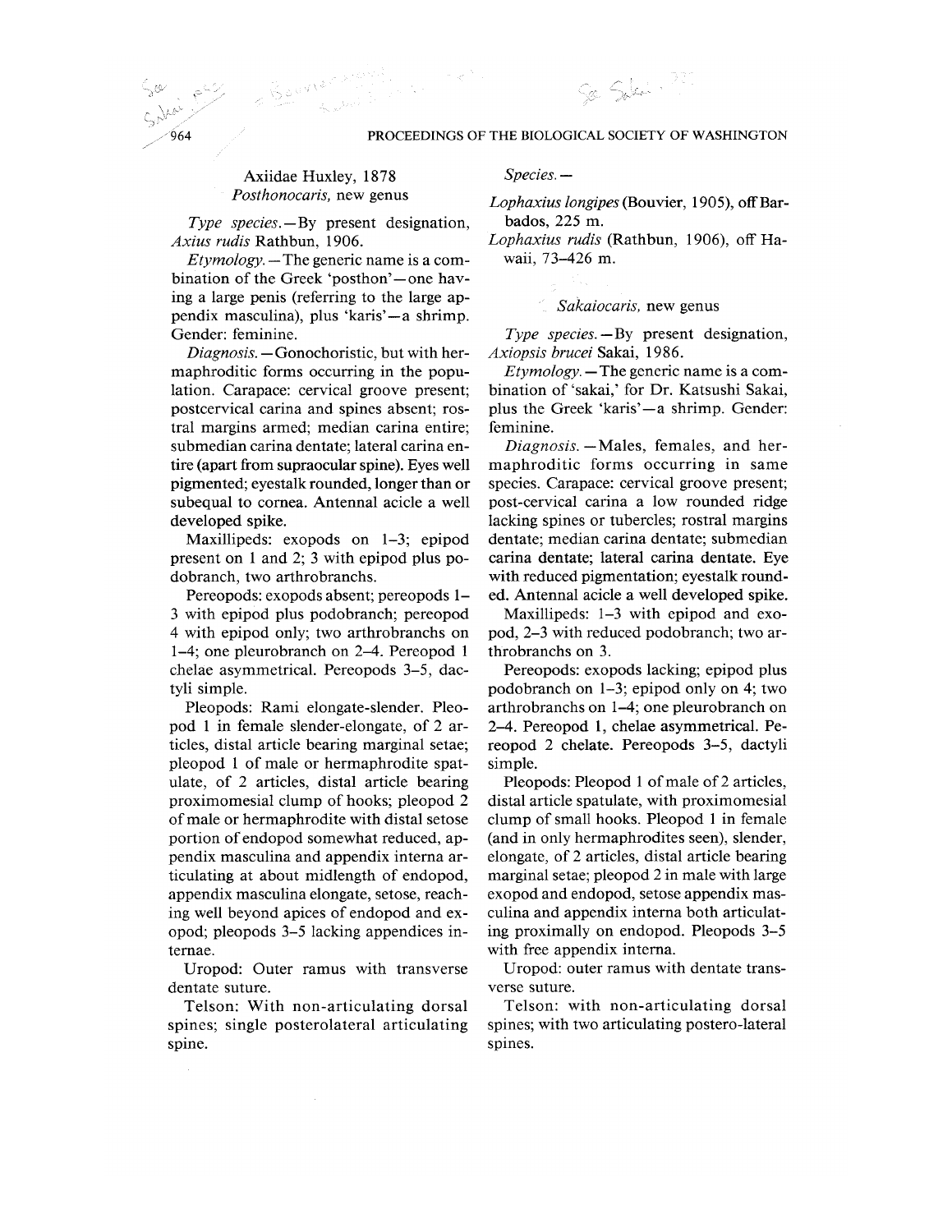Axiidae Huxley, 1878

## *Posthonocaris*, new genus

*Type species.*—By present designation, *Axius rudis* Rathbun, 1906.

*Etymology.*—The generic name is a combination of the Greek 'posthon'—one having a large penis (referring to the large appendix masculina), plus 'karis'—a shrimp. Gender: feminine.

*Diagnosis.*—Gonochoristic, but with hermaphroditic forms occurring in the population. Carapace: cervical groove present; postcervical carina and spines absent; rostral margins armed; median carina entire; submedian carina dentate; lateral carina entire (apart from supraocular spine). Eyes well pigmented; eyestalk rounded, longer than or subequal to cornea. Antennal acicle a well developed spike.

Maxillipeds: exopods on 1–3; epipod present on 1 and 2; 3 with epipod plus podobranch, two arthrobranchs.

Pereopods: exopods absent; pereopods 1–3 with epipod plus podobranch; pereopod 4 with epipod only; two arthrobranchs on 1–4; one pleurobranch on 2–4. Pereopod 1 chelae asymmetrical. Pereopods 3–5, dactyli simple.

Pleopods: Rami elongate-slender. Pleopod 1 in female slender-elongate, of 2 articles, distal article bearing marginal setae; pleopod 1 of male or hermaphrodite spatulate, of 2 articles, distal article bearing proximomesial clump of hooks; pleopod 2 of male or hermaphrodite with distal setose portion of endopod somewhat reduced, appendix masculina and appendix interna articulating at about midlength of endopod, appendix masculina elongate, setose, reaching well beyond apices of endopod and exopod; pleopods 3–5 lacking appendices internae.

Uropod: Outer ramus with transverse dentate suture.

Telson: With non-articulating dorsal spines; single posterolateral articulating spine.

*Species.*—

*Lophaxius longipes* (Bouvier, 1905), off Barbados, 225 m.

*Lophaxius rudis* (Rathbun, 1906), off Hawaii, 73–426 m.

## *Sakaiocaris*, new genus

*Type species.*—By present designation, *Axiopsis brucei* Sakai, 1986.

*Etymology.*—The generic name is a combination of 'sakai,' for Dr. Katsushi Sakai, plus the Greek 'karis'—a shrimp. Gender: feminine.

*Diagnosis.*—Males, females, and hermaphroditic forms occurring in same species. Carapace: cervical groove present; post-cervical carina a low rounded ridge lacking spines or tubercles; rostral margins dentate; median carina dentate; submedian carina dentate; lateral carina dentate. Eye with reduced pigmentation; eyestalk rounded. Antennal acicle a well developed spike.

Maxillipeds: 1–3 with epipod and exopod, 2–3 with reduced podobranch; two arthrobranchs on 3.

Pereopods: exopods lacking; epipod plus podobranch on 1–3; epipod only on 4; two arthrobranchs on 1–4; one pleurobranch on 2–4. Pereopod 1, chelae asymmetrical. Pereopod 2 chelate. Pereopods 3–5, dactyli simple.

Pleopods: Pleopod 1 of male of 2 articles, distal article spatulate, with proximomesial clump of small hooks. Pleopod 1 in female (and in only hermaphrodites seen), slender, elongate, of 2 articles, distal article bearing marginal setae; pleopod 2 in male with large exopod and endopod, setose appendix masculina and appendix interna both articulating proximally on endopod. Pleopods 3–5 with free appendix interna.

Uropod: outer ramus with dentate transverse suture.

Telson: with non-articulating dorsal spines; with two articulating postero-lateral spines.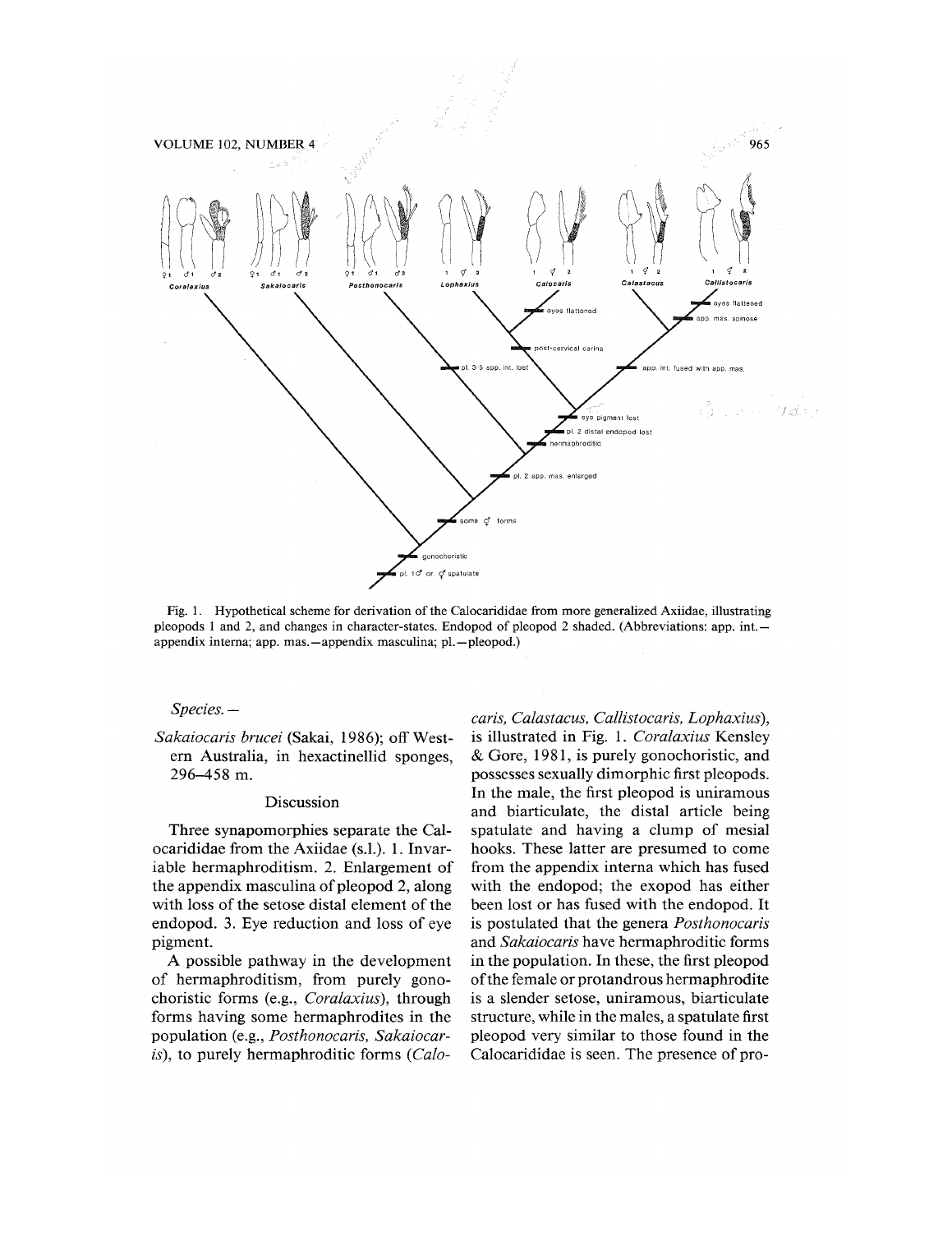Fig. 1. Hypothetical scheme for derivation of the Calocarididae from more generalized Axiidae, illustrating pleopods 1 and 2, and changes in character-states. Endopod of pleopod 2 shaded. (Abbreviations: app. int.—appendix interna; app. mas.—appendix masculina; pl.—pleopod.)

*Species.*—

*Sakaiocaris brucei* (Sakai, 1986); off Western Australia, in hexactinellid sponges, 296–458 m.

## Discussion

Three synapomorphies separate the Calocarididae from the Axiidae (s.l.). 1. Invariable hermaphroditism. 2. Enlargement of the appendix masculina of pleopod 2, along with loss of the setose distal element of the endopod. 3. Eye reduction and loss of eye pigment.

A possible pathway in the development of hermaphroditism, from purely gonochoristic forms (e.g., *Coralaxius*), through forms having some hermaphrodites in the population (e.g., *Posthonocaris, Sakaiocaris*), to purely hermaphroditic forms (*Calocaris, Calastacus, Callistocaris, Lophaxius*), is illustrated in Fig. 1. *Coralaxius* Kensley & Gore, 1981, is purely gonochoristic, and possesses sexually dimorphic first pleopods. In the male, the first pleopod is uniramous and biarticulate, the distal article being spatulate and having a clump of mesial hooks. These latter are presumed to come from the appendix interna which has fused with the endopod; the exopod has either been lost or has fused with the endopod. It is postulated that the genera *Posthonocaris* and *Sakaiocaris* have hermaphroditic forms in the population. In these, the first pleopod of the female or protandrous hermaphrodite is a slender setose, uniramous, biarticulate structure, while in the males, a spatulate first pleopod very similar to those found in the Calocarididae is seen. The presence of pro-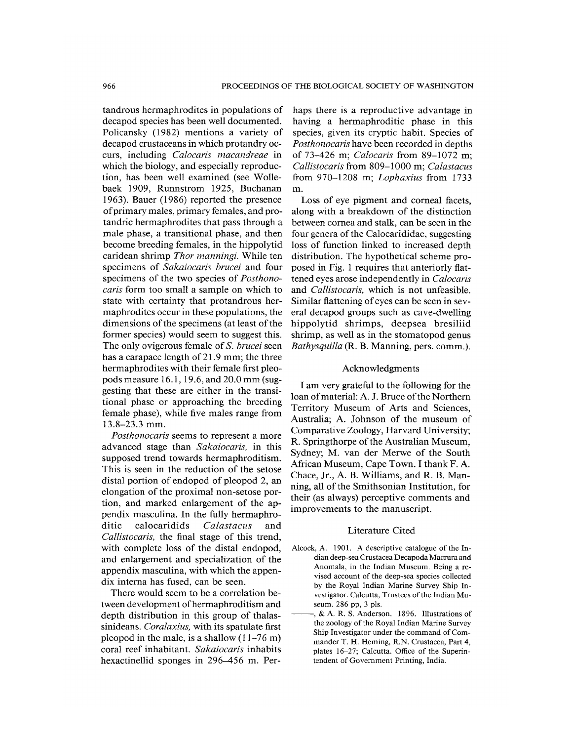tandrous hermaphrodites in populations of decapod species has been well documented. Policansky (1982) mentions a variety of decapod crustaceans in which protandry occurs, including *Calocaris macandreae* in which the biology, and especially reproduction, has been well examined (see Wollebaek 1909, Runnstrom 1925, Buchanan 1963). Bauer (1986) reported the presence of primary males, primary females, and protandric hermaphrodites that pass through a male phase, a transitional phase, and then become breeding females, in the hippolytid caridean shrimp *Thor manningi.* While ten specimens of *Sakaiocaris brucei* and four specimens of the two species of *Posthonocaris* form too small a sample on which to state with certainty that protandrous hermaphrodites occur in these populations, the dimensions of the specimens (at least of the former species) would seem to suggest this. The only ovigerous female of *S. brucei* seen has a carapace length of 21.9 mm; the three hermaphrodites with their female first pleopods measure 16.1, 19.6, and 20.0 mm (suggesting that these are either in the transitional phase or approaching the breeding female phase), while five males range from 13.8–23.3 mm.

*Posthonocaris* seems to represent a more advanced stage than *Sakaiocaris,* in this supposed trend towards hermaphroditism. This is seen in the reduction of the setose distal portion of endopod of pleopod 2, an elongation of the proximal non-setose portion, and marked enlargement of the appendix masculina. In the fully hermaphroditic calocaridids *Calastacus* and *Callistocaris,* the final stage of this trend, with complete loss of the distal endopod, and enlargement and specialization of the appendix masculina, with which the appendix interna has fused, can be seen.

There would seem to be a correlation between development of hermaphroditism and depth distribution in this group of thalassinideans. *Coralaxius,* with its spatulate first pleopod in the male, is a shallow (11–76 m) coral reef inhabitant. *Sakaiocaris* inhabits hexactinellid sponges in 296–456 m. Perhaps there is a reproductive advantage in having a hermaphroditic phase in this species, given its cryptic habit. Species of *Posthonocaris* have been recorded in depths of 73–426 m; *Calocaris* from 89–1072 m; *Callistocaris* from 809–1000 m; *Calastacus* from 970–1208 m; *Lophaxius* from 1733 m.

Loss of eye pigment and corneal facets, along with a breakdown of the distinction between cornea and stalk, can be seen in the four genera of the Calocarididae, suggesting loss of function linked to increased depth distribution. The hypothetical scheme proposed in Fig. 1 requires that anteriorly flattened eyes arose independently in *Calocaris* and *Callistocaris,* which is not unfeasible. Similar flattening of eyes can be seen in several decapod groups such as cave-dwelling hippolytid shrimps, deepsea bresiliid shrimp, as well as in the stomatopod genus *Bathysquilla* (R. B. Manning, pers. comm.).

## Acknowledgments

I am very grateful to the following for the loan of material: A. J. Bruce of the Northern Territory Museum of Arts and Sciences, Australia; A. Johnson of the museum of Comparative Zoology, Harvard University; R. Springthorpe of the Australian Museum, Sydney; M. van der Merwe of the South African Museum, Cape Town. I thank F. A. Chace, Jr., A. B. Williams, and R. B. Manning, all of the Smithsonian Institution, for their (as always) perceptive comments and improvements to the manuscript.

## Literature Cited

Alcock, A. 1901. A descriptive catalogue of the Indian deep-sea Crustacea Decapoda Macrura and Anomala, in the Indian Museum. Being a revised account of the deep-sea species collected by the Royal Indian Marine Survey Ship Investigator. Calcutta, Trustees of the Indian Museum. 286 pp, 3 pls.

———, & A. R. S. Anderson. 1896. Illustrations of the zoology of the Royal Indian Marine Survey Ship Investigator under the command of Commander T. H. Heming, R.N. Crustacea, Part 4, plates 16–27; Calcutta. Office of the Superintendent of Government Printing, India.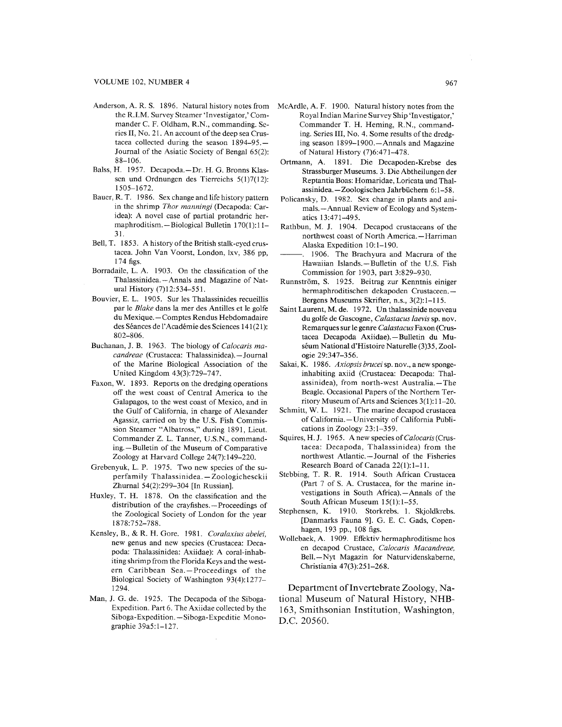Anderson, A. R. S. 1896. Natural history notes from the R.I.M. Survey Steamer 'Investigator,' Commander C. F. Oldham, R.N., commanding. Series II, No. 21. An account of the deep sea Crustacea collected during the season 1894–95.—Journal of the Asiatic Society of Bengal 65(2): 88–106.

Balss, H. 1957. Decapoda.—Dr. H. G. Bronns Klassen und Ordnungen des Tierreichs 5(1)7(12): 1505–1672.

Bauer, R. T. 1986. Sex change and life history pattern in the shrimp *Thor manningi* (Decapoda: Caridea): A novel case of partial protandric hermaphroditism.—Biological Bulletin 170(1):11–31.

Bell, T. 1853. A history of the British stalk-eyed crustacea. John Van Voorst, London, lxv, 386 pp, 174 figs.

Borradaile, L. A. 1903. On the classification of the Thalassinidea.—Annals and Magazine of Natural History (7)12:534–551.

Bouvier, E. L. 1905. Sur les Thalassinides recueillis par le *Blake* dans la mer des Antilles et le golfe du Mexique.—Comptes Rendus Hebdomadaire des Séances de l'Académie des Sciences 141(21): 802–806.

Buchanan, J. B. 1963. The biology of *Calocaris macandreae* (Crustacea: Thalassinidea).—Journal of the Marine Biological Association of the United Kingdom 43(3):729–747.

Faxon, W. 1893. Reports on the dredging operations off the west coast of Central America to the Galapagos, to the west coast of Mexico, and in the Gulf of California, in charge of Alexander Agassiz, carried on by the U.S. Fish Commission Steamer "Albatross," during 1891, Lieut. Commander Z. L. Tanner, U.S.N., commanding.—Bulletin of the Museum of Comparative Zoology at Harvard College 24(7):149–220.

Grebenyuk, L. P. 1975. Two new species of the superfamily Thalassinidea.—Zoologicheskii Zhurnal 54(2):299–304 [In Russian].

Huxley, T. H. 1878. On the classification and the distribution of the crayfishes.—Proceedings of the Zoological Society of London for the year 1878:752–788.

Kensley, B., & R. H. Gore. 1981. *Coralaxius abelei*, new genus and new species (Crustacea: Decapoda: Thalassinidea: Axiidae): A coral-inhabiting shrimp from the Florida Keys and the western Caribbean Sea.—Proceedings of the Biological Society of Washington 93(4):1277–1294.

Man, J. G. de. 1925. The Decapoda of the Siboga-Expedition. Part 6. The Axiidae collected by the Siboga-Expedition.—Siboga-Expeditie Monographie 39a5:1–127.

McArdle, A. F. 1900. Natural history notes from the Royal Indian Marine Survey Ship 'Investigator,' Commander T. H. Heming, R.N., commanding. Series III, No. 4. Some results of the dredging season 1899–1900.—Annals and Magazine of Natural History (7)6:471–478.

Ortmann, A. 1891. Die Decapoden-Krebse des Strassburger Museums. 3. Die Abtheilungen der Reptantia Boas: Homaridae, Loricata und Thalassinidea.—Zoologischen Jahrbüchern 6:1–58.

Policansky, D. 1982. Sex change in plants and animals.—Annual Review of Ecology and Systematics 13:471–495.

Rathbun, M. J. 1904. Decapod crustaceans of the northwest coast of North America.—Harriman Alaska Expedition 10:1–190.

———. 1906. The Brachyura and Macrura of the Hawaiian Islands.—Bulletin of the U.S. Fish Commission for 1903, part 3:829–930.

Runnström, S. 1925. Beitrag zur Kenntnis einiger hermaphroditischen dekapoden Crustaceen.—Bergens Museums Skrifter, n.s., 3(2):1–115.

Saint Laurent, M. de. 1972. Un thalassinide nouveau du golfe de Gascogne, *Calastacus laevis* sp. nov. Remarques sur le genre *Calastacus* Faxon (Crustacea Decapoda Axiidae).—Bulletin du Muséum National d'Histoire Naturelle (3)35, Zoologie 29:347–356.

Sakai, K. 1986. *Axiopsis brucei* sp. nov., a new sponge-inhabiting axiid (Crustacea: Decapoda: Thalassinidea), from north-west Australia.—The Beagle. Occasional Papers of the Northern Territory Museum of Arts and Sciences 3(1):11–20.

Schmitt, W. L. 1921. The marine decapod crustacea of California.—University of California Publications in Zoology 23:1–359.

Squires, H. J. 1965. A new species of *Calocaris* (Crustacea: Decapoda, Thalassinidea) from the northwest Atlantic.—Journal of the Fisheries Research Board of Canada 22(1):1–11.

Stebbing, T. R. R. 1914. South African Crustacea (Part 7 of S. A. Crustacea, for the marine investigations in South Africa).—Annals of the South African Museum 15(1):1–55.

Stephensen, K. 1910. Storkrebs. 1. Skjoldkrebs. [Danmarks Fauna 9]. G. E. C. Gads, Copenhagen, 193 pp., 108 figs.

Wollebaek, A. 1909. Effektiv hermaphroditisme hos en decapod Crustace, *Calocaris Macandreae*, Bell.—Nyt Magazin for Naturvidenskaberne, Christiania 47(3):251–268.

Department of Invertebrate Zoology, National Museum of Natural History, NHB-163, Smithsonian Institution, Washington, D.C. 20560.